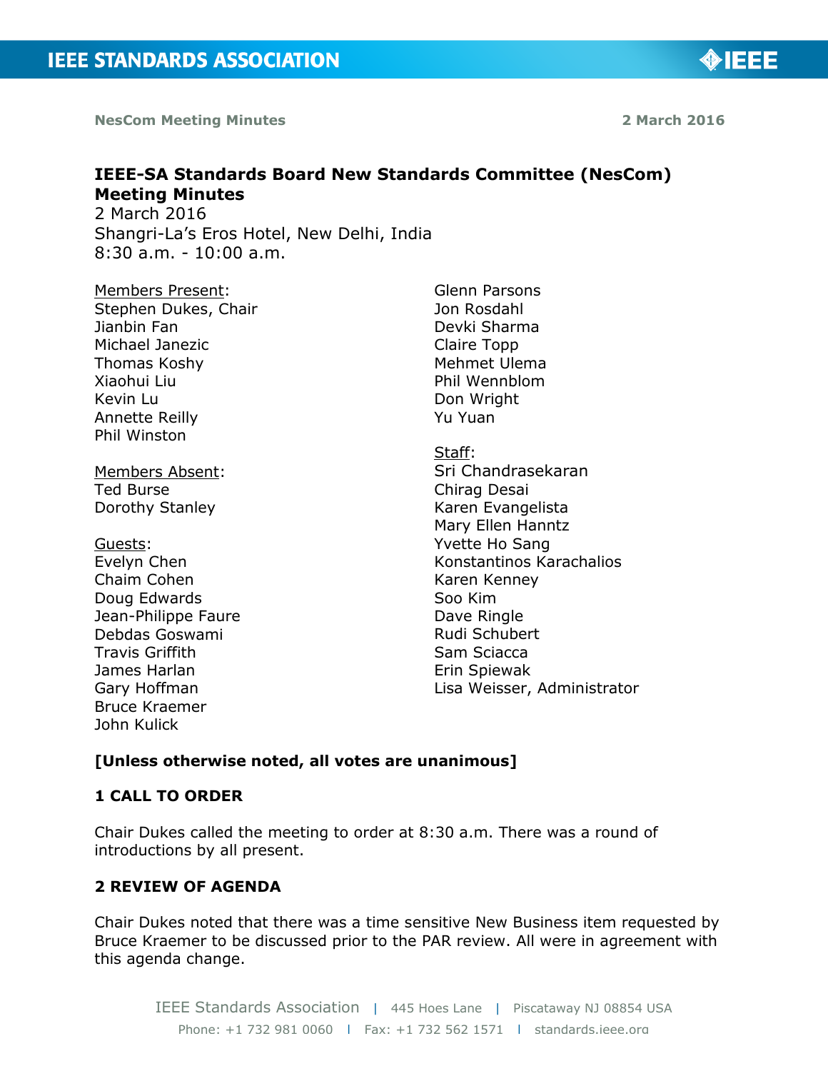# IEEE-SA Standards Board New Standards Committee (NesCom) Meeting Minutes

2 March 2016
Shangri-La's Eros Hotel, New Delhi, India
8:30 a.m. - 10:00 a.m.

Members Present:
Stephen Dukes, Chair
Jianbin Fan
Michael Janezic
Thomas Koshy
Xiaohui Liu
Kevin Lu
Annette Reilly
Phil Winston
Glenn Parsons
Jon Rosdahl
Devki Sharma
Claire Topp
Mehmet Ulema
Phil Wennblom
Don Wright
Yu Yuan

Members Absent:
Ted Burse
Dorothy Stanley

Guests:
Evelyn Chen
Chaim Cohen
Doug Edwards
Jean-Philippe Faure
Debdas Goswami
Travis Griffith
James Harlan
Gary Hoffman
Bruce Kraemer
John Kulick

Staff:
Sri Chandrasekaran
Chirag Desai
Karen Evangelista
Mary Ellen Hanntz
Yvette Ho Sang
Konstantinos Karachalios
Karen Kenney
Soo Kim
Dave Ringle
Rudi Schubert
Sam Sciacca
Erin Spiewak
Lisa Weisser, Administrator

**[Unless otherwise noted, all votes are unanimous]**

## 1 CALL TO ORDER

Chair Dukes called the meeting to order at 8:30 a.m. There was a round of introductions by all present.

## 2 REVIEW OF AGENDA

Chair Dukes noted that there was a time sensitive New Business item requested by Bruce Kraemer to be discussed prior to the PAR review. All were in agreement with this agenda change.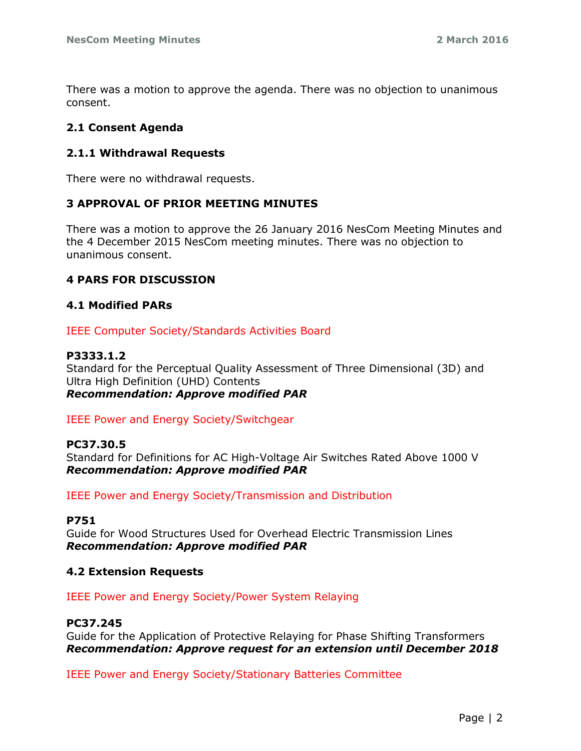There was a motion to approve the agenda. There was no objection to unanimous consent.

### 2.1 Consent Agenda

### 2.1.1 Withdrawal Requests

There were no withdrawal requests.

## 3 APPROVAL OF PRIOR MEETING MINUTES

There was a motion to approve the 26 January 2016 NesCom Meeting Minutes and the 4 December 2015 NesCom meeting minutes. There was no objection to unanimous consent.

## 4 PARS FOR DISCUSSION

### 4.1 Modified PARs

IEEE Computer Society/Standards Activities Board

**P3333.1.2**
Standard for the Perceptual Quality Assessment of Three Dimensional (3D) and Ultra High Definition (UHD) Contents
***Recommendation: Approve modified PAR***

IEEE Power and Energy Society/Switchgear

**PC37.30.5**
Standard for Definitions for AC High-Voltage Air Switches Rated Above 1000 V
***Recommendation: Approve modified PAR***

IEEE Power and Energy Society/Transmission and Distribution

**P751**
Guide for Wood Structures Used for Overhead Electric Transmission Lines
***Recommendation: Approve modified PAR***

### 4.2 Extension Requests

IEEE Power and Energy Society/Power System Relaying

**PC37.245**
Guide for the Application of Protective Relaying for Phase Shifting Transformers
***Recommendation: Approve request for an extension until December 2018***

IEEE Power and Energy Society/Stationary Batteries Committee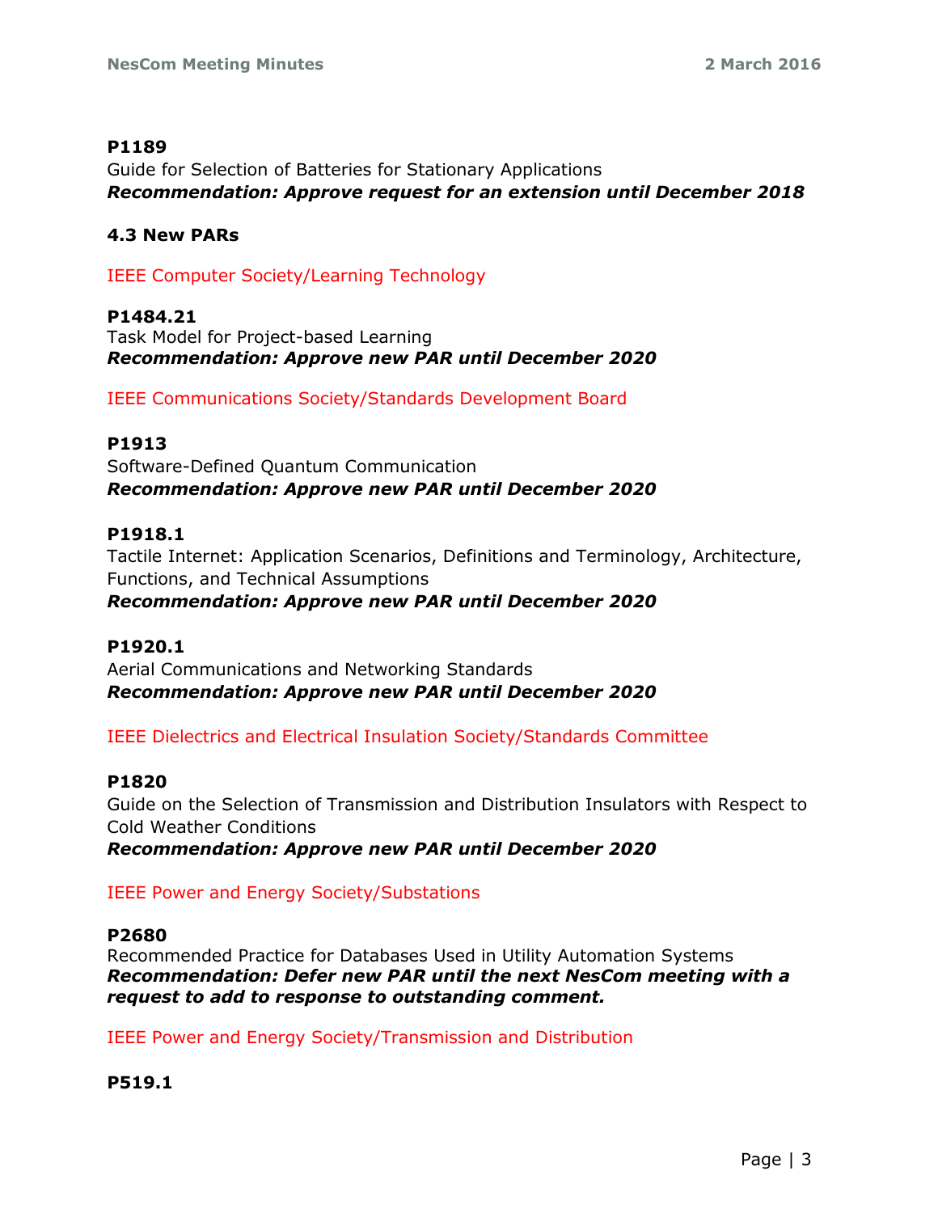**P1189**
Guide for Selection of Batteries for Stationary Applications
***Recommendation: Approve request for an extension until December 2018***

### 4.3 New PARs

IEEE Computer Society/Learning Technology

**P1484.21**
Task Model for Project-based Learning
***Recommendation: Approve new PAR until December 2020***

IEEE Communications Society/Standards Development Board

**P1913**
Software-Defined Quantum Communication
***Recommendation: Approve new PAR until December 2020***

**P1918.1**
Tactile Internet: Application Scenarios, Definitions and Terminology, Architecture, Functions, and Technical Assumptions
***Recommendation: Approve new PAR until December 2020***

**P1920.1**
Aerial Communications and Networking Standards
***Recommendation: Approve new PAR until December 2020***

IEEE Dielectrics and Electrical Insulation Society/Standards Committee

**P1820**
Guide on the Selection of Transmission and Distribution Insulators with Respect to Cold Weather Conditions
***Recommendation: Approve new PAR until December 2020***

IEEE Power and Energy Society/Substations

**P2680**
Recommended Practice for Databases Used in Utility Automation Systems
***Recommendation: Defer new PAR until the next NesCom meeting with a request to add to response to outstanding comment.***

IEEE Power and Energy Society/Transmission and Distribution

**P519.1**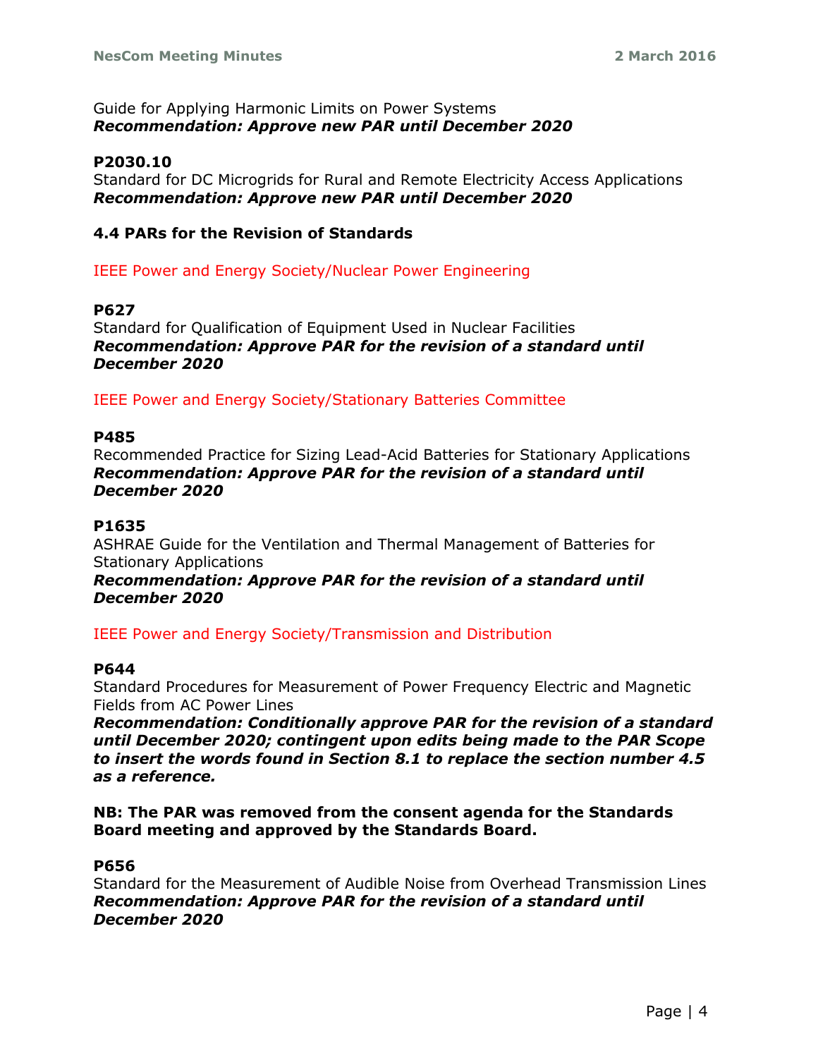Guide for Applying Harmonic Limits on Power Systems
***Recommendation: Approve new PAR until December 2020***

**P2030.10**
Standard for DC Microgrids for Rural and Remote Electricity Access Applications
***Recommendation: Approve new PAR until December 2020***

### 4.4 PARs for the Revision of Standards

IEEE Power and Energy Society/Nuclear Power Engineering

**P627**
Standard for Qualification of Equipment Used in Nuclear Facilities
***Recommendation: Approve PAR for the revision of a standard until December 2020***

IEEE Power and Energy Society/Stationary Batteries Committee

**P485**
Recommended Practice for Sizing Lead-Acid Batteries for Stationary Applications
***Recommendation: Approve PAR for the revision of a standard until December 2020***

**P1635**
ASHRAE Guide for the Ventilation and Thermal Management of Batteries for Stationary Applications
***Recommendation: Approve PAR for the revision of a standard until December 2020***

IEEE Power and Energy Society/Transmission and Distribution

**P644**
Standard Procedures for Measurement of Power Frequency Electric and Magnetic Fields from AC Power Lines
***Recommendation: Conditionally approve PAR for the revision of a standard until December 2020; contingent upon edits being made to the PAR Scope to insert the words found in Section 8.1 to replace the section number 4.5 as a reference.***

**NB: The PAR was removed from the consent agenda for the Standards Board meeting and approved by the Standards Board.**

**P656**
Standard for the Measurement of Audible Noise from Overhead Transmission Lines
***Recommendation: Approve PAR for the revision of a standard until December 2020***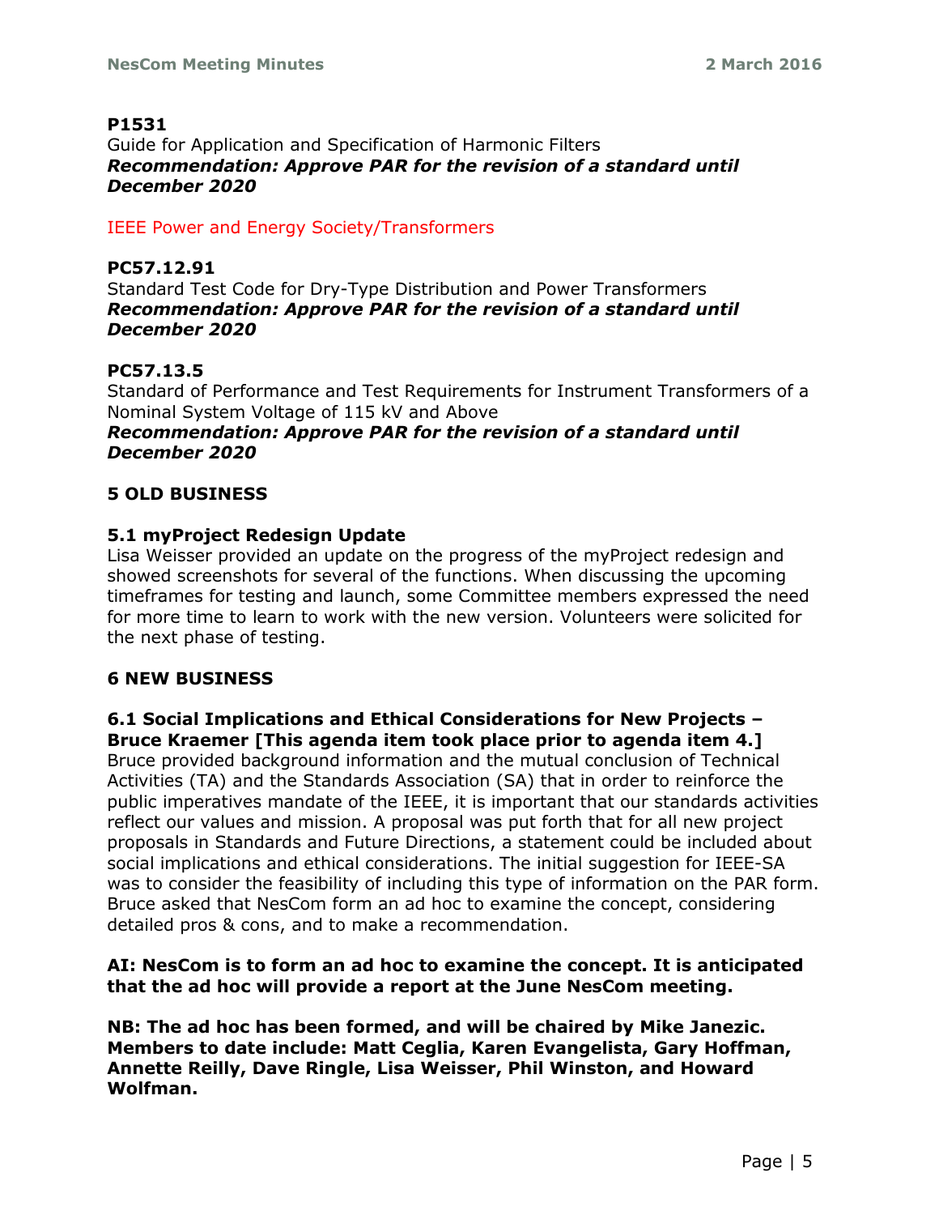**P1531**
Guide for Application and Specification of Harmonic Filters
***Recommendation: Approve PAR for the revision of a standard until December 2020***

IEEE Power and Energy Society/Transformers

**PC57.12.91**
Standard Test Code for Dry-Type Distribution and Power Transformers
***Recommendation: Approve PAR for the revision of a standard until December 2020***

**PC57.13.5**
Standard of Performance and Test Requirements for Instrument Transformers of a Nominal System Voltage of 115 kV and Above
***Recommendation: Approve PAR for the revision of a standard until December 2020***

## 5 OLD BUSINESS

### 5.1 myProject Redesign Update

Lisa Weisser provided an update on the progress of the myProject redesign and showed screenshots for several of the functions. When discussing the upcoming timeframes for testing and launch, some Committee members expressed the need for more time to learn to work with the new version. Volunteers were solicited for the next phase of testing.

## 6 NEW BUSINESS

### 6.1 Social Implications and Ethical Considerations for New Projects – Bruce Kraemer [This agenda item took place prior to agenda item 4.]

Bruce provided background information and the mutual conclusion of Technical Activities (TA) and the Standards Association (SA) that in order to reinforce the public imperatives mandate of the IEEE, it is important that our standards activities reflect our values and mission. A proposal was put forth that for all new project proposals in Standards and Future Directions, a statement could be included about social implications and ethical considerations. The initial suggestion for IEEE-SA was to consider the feasibility of including this type of information on the PAR form. Bruce asked that NesCom form an ad hoc to examine the concept, considering detailed pros & cons, and to make a recommendation.

**AI: NesCom is to form an ad hoc to examine the concept. It is anticipated that the ad hoc will provide a report at the June NesCom meeting.**

**NB: The ad hoc has been formed, and will be chaired by Mike Janezic. Members to date include: Matt Ceglia, Karen Evangelista, Gary Hoffman, Annette Reilly, Dave Ringle, Lisa Weisser, Phil Winston, and Howard Wolfman.**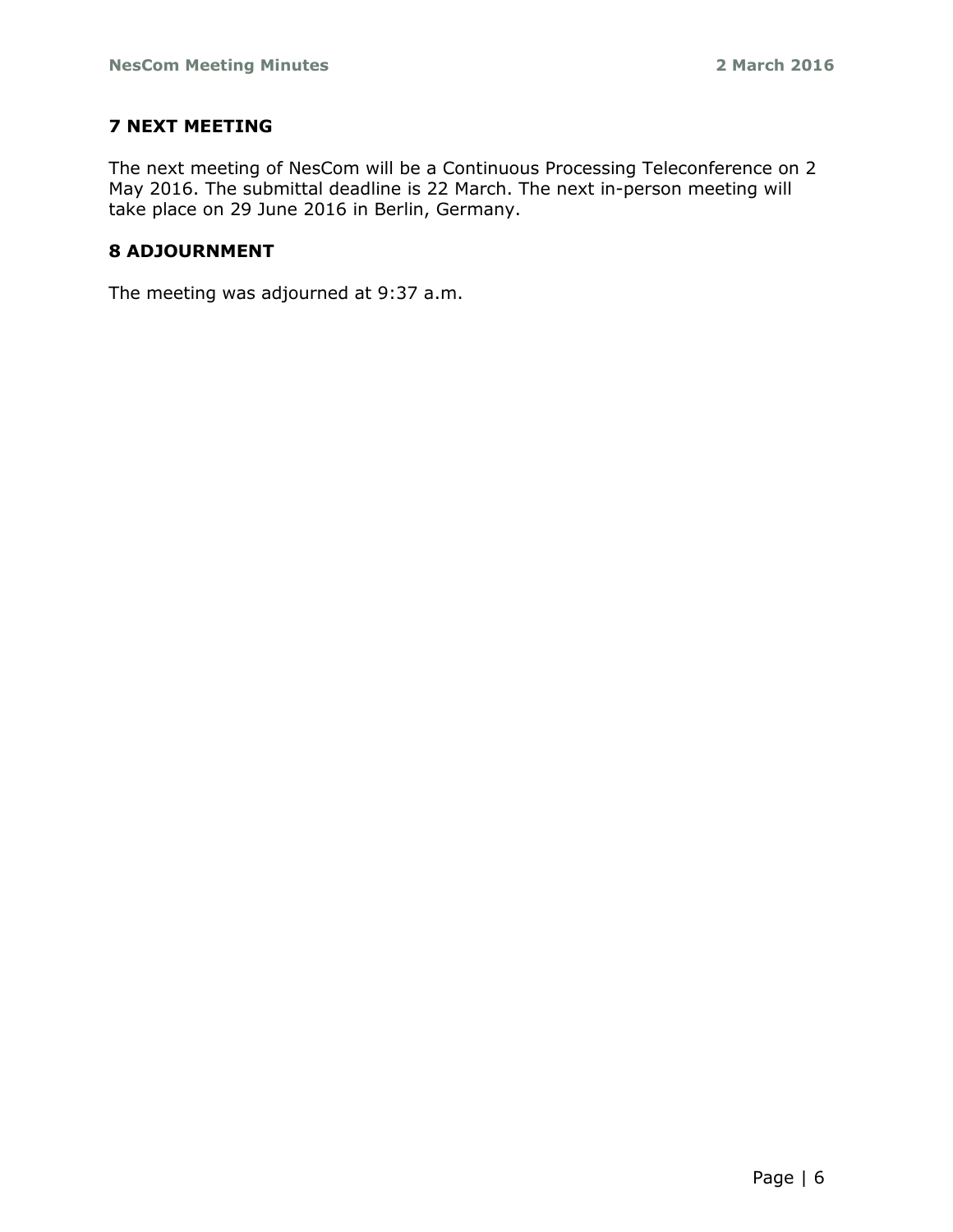## 7 NEXT MEETING

The next meeting of NesCom will be a Continuous Processing Teleconference on 2 May 2016. The submittal deadline is 22 March. The next in-person meeting will take place on 29 June 2016 in Berlin, Germany.

## 8 ADJOURNMENT

The meeting was adjourned at 9:37 a.m.